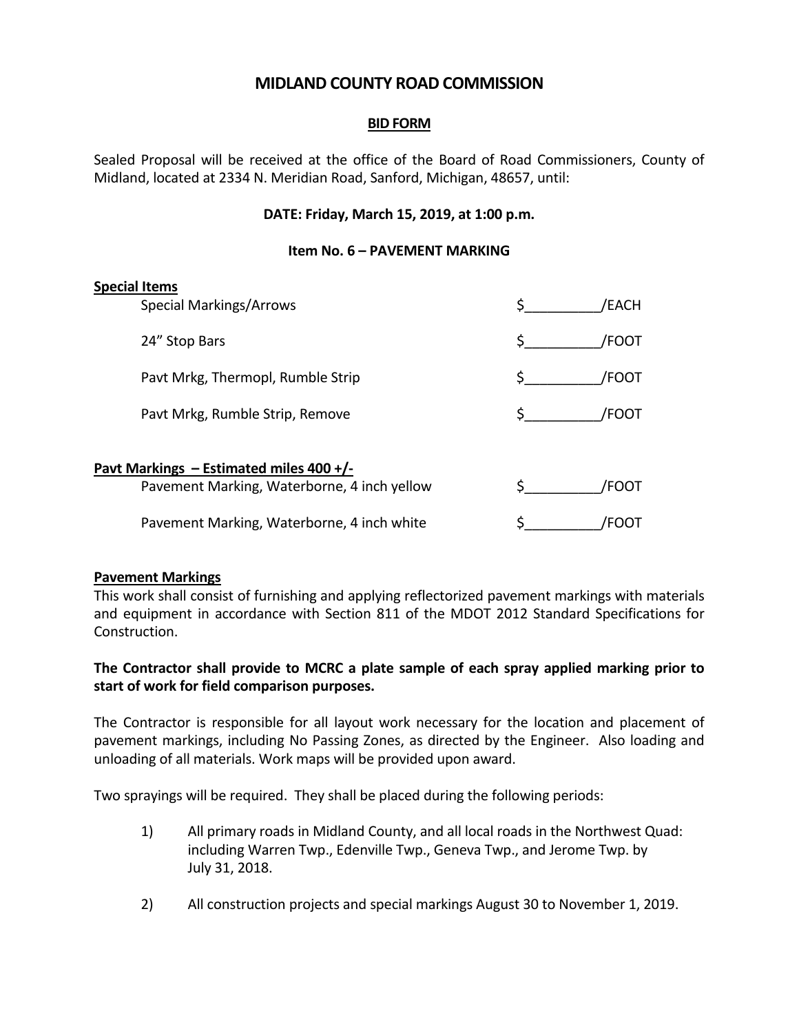# MIDLAND COUNTY ROAD COMMISSION

## BID FORM

Sealed Proposal will be received at the office of the Board of Road Commissioners, County of Midland, located at 2334 N. Meridian Road, Sanford, Michigan, 48657, until:

**DATE: Friday, March 15, 2019, at 1:00 p.m.**

**Item No. 6 – PAVEMENT MARKING**

**Special Items**

| Item | Price |
|---|---|
| Special Markings/Arrows | $__________/EACH |
| 24" Stop Bars | $__________/FOOT |
| Pavt Mrkg, Thermopl, Rumble Strip | $__________/FOOT |
| Pavt Mrkg, Rumble Strip, Remove | $__________/FOOT |

**Pavt Markings – Estimated miles 400 +/-**

| Item | Price |
|---|---|
| Pavement Marking, Waterborne, 4 inch yellow | $__________/FOOT |
| Pavement Marking, Waterborne, 4 inch white | $__________/FOOT |

**Pavement Markings**

This work shall consist of furnishing and applying reflectorized pavement markings with materials and equipment in accordance with Section 811 of the MDOT 2012 Standard Specifications for Construction.

**The Contractor shall provide to MCRC a plate sample of each spray applied marking prior to start of work for field comparison purposes.**

The Contractor is responsible for all layout work necessary for the location and placement of pavement markings, including No Passing Zones, as directed by the Engineer. Also loading and unloading of all materials. Work maps will be provided upon award.

Two sprayings will be required. They shall be placed during the following periods:

1) All primary roads in Midland County, and all local roads in the Northwest Quad: including Warren Twp., Edenville Twp., Geneva Twp., and Jerome Twp. by July 31, 2018.

2) All construction projects and special markings August 30 to November 1, 2019.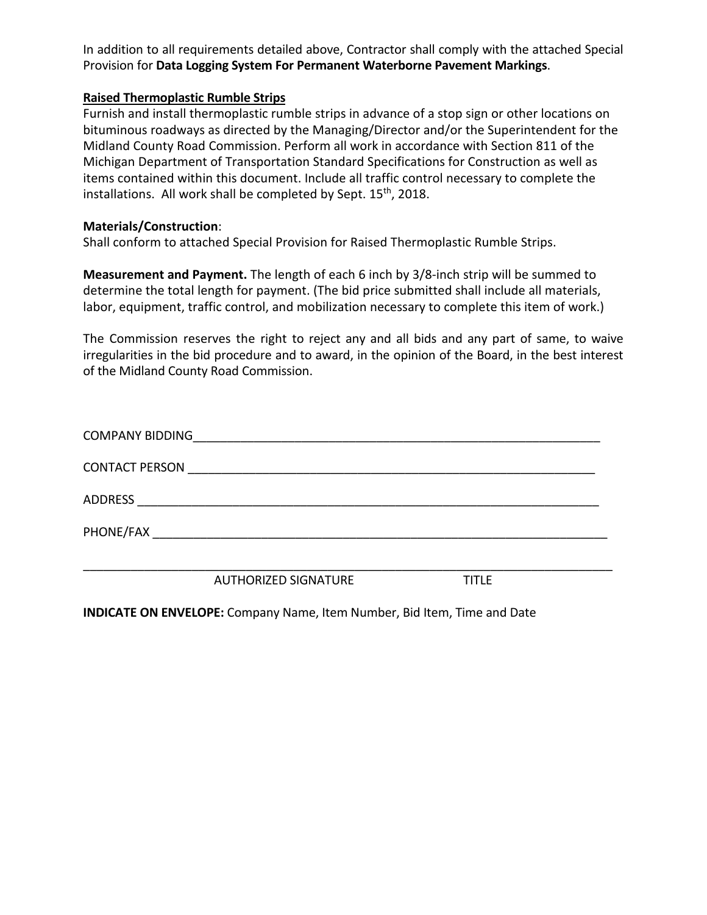In addition to all requirements detailed above, Contractor shall comply with the attached Special Provision for **Data Logging System For Permanent Waterborne Pavement Markings**.

**Raised Thermoplastic Rumble Strips**

Furnish and install thermoplastic rumble strips in advance of a stop sign or other locations on bituminous roadways as directed by the Managing/Director and/or the Superintendent for the Midland County Road Commission. Perform all work in accordance with Section 811 of the Michigan Department of Transportation Standard Specifications for Construction as well as items contained within this document. Include all traffic control necessary to complete the installations. All work shall be completed by Sept. 15th, 2018.

**Materials/Construction**:
Shall conform to attached Special Provision for Raised Thermoplastic Rumble Strips.

**Measurement and Payment.** The length of each 6 inch by 3/8-inch strip will be summed to determine the total length for payment. (The bid price submitted shall include all materials, labor, equipment, traffic control, and mobilization necessary to complete this item of work.)

The Commission reserves the right to reject any and all bids and any part of same, to waive irregularities in the bid procedure and to award, in the opinion of the Board, in the best interest of the Midland County Road Commission.

COMPANY BIDDING_______________________________________________________________

CONTACT PERSON _______________________________________________________________

ADDRESS _______________________________________________________________________

PHONE/FAX _____________________________________________________________________

_________________________________________________________________________________
AUTHORIZED SIGNATURE TITLE

**INDICATE ON ENVELOPE:** Company Name, Item Number, Bid Item, Time and Date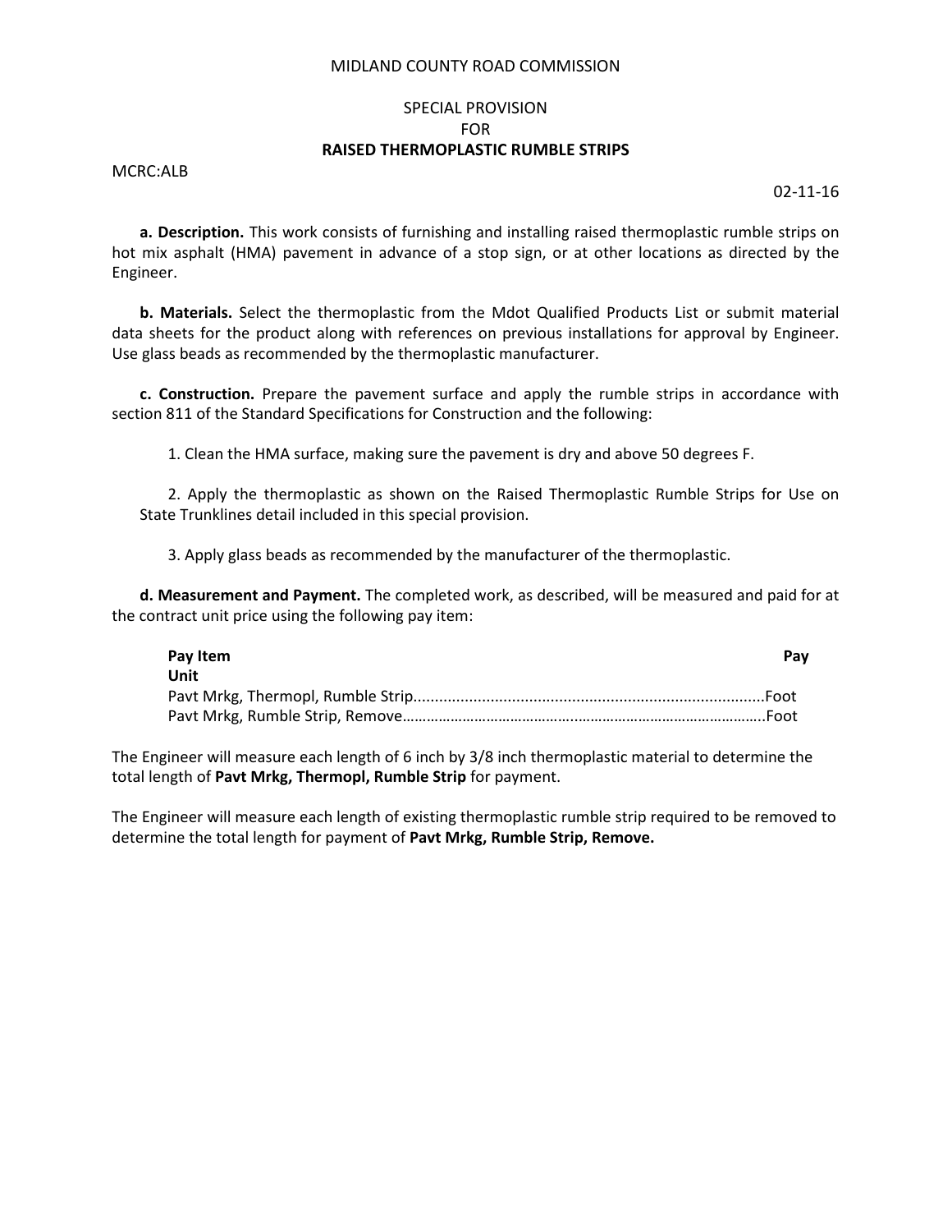MIDLAND COUNTY ROAD COMMISSION

SPECIAL PROVISION
FOR
**RAISED THERMOPLASTIC RUMBLE STRIPS**

MCRC:ALB

02-11-16

**a. Description.** This work consists of furnishing and installing raised thermoplastic rumble strips on hot mix asphalt (HMA) pavement in advance of a stop sign, or at other locations as directed by the Engineer.

**b. Materials.** Select the thermoplastic from the Mdot Qualified Products List or submit material data sheets for the product along with references on previous installations for approval by Engineer. Use glass beads as recommended by the thermoplastic manufacturer.

**c. Construction.** Prepare the pavement surface and apply the rumble strips in accordance with section 811 of the Standard Specifications for Construction and the following:

1. Clean the HMA surface, making sure the pavement is dry and above 50 degrees F.

2. Apply the thermoplastic as shown on the Raised Thermoplastic Rumble Strips for Use on State Trunklines detail included in this special provision.

3. Apply glass beads as recommended by the manufacturer of the thermoplastic.

**d. Measurement and Payment.** The completed work, as described, will be measured and paid for at the contract unit price using the following pay item:

| **Pay Item** | **Pay Unit** |
|---|---|
| Pavt Mrkg, Thermopl, Rumble Strip | Foot |
| Pavt Mrkg, Rumble Strip, Remove | Foot |

The Engineer will measure each length of 6 inch by 3/8 inch thermoplastic material to determine the total length of **Pavt Mrkg, Thermopl, Rumble Strip** for payment.

The Engineer will measure each length of existing thermoplastic rumble strip required to be removed to determine the total length for payment of **Pavt Mrkg, Rumble Strip, Remove.**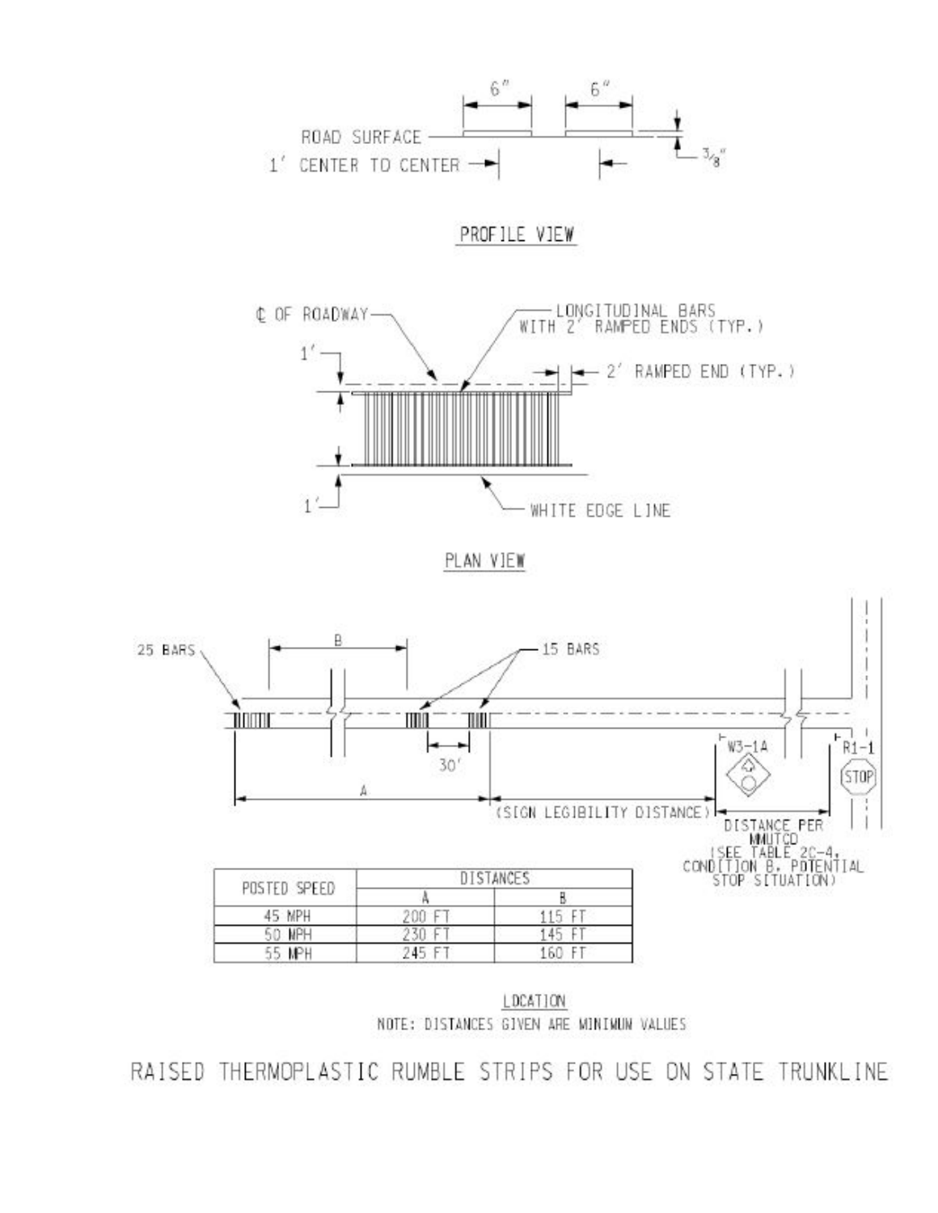6"

6"

ROAD SURFACE

1' CENTER TO CENTER

3/8"

PROFILE VIEW

℄ OF ROADWAY

LONGITUDINAL BARS WITH 2' RAMPED ENDS (TYP.)

1'

2' RAMPED END (TYP.)

WHITE EDGE LINE

1'

PLAN VIEW

25 BARS

B

15 BARS

30'

A

(SIGN LEGIBILITY DISTANCE)

W3-1A

R1-1

STOP

DISTANCE PER MMUTCD (SEE TABLE 2C-4, CONDITION B, POTENTIAL STOP SITUATION)

| POSTED SPEED | DISTANCES | |
|---|---|---|
| | A | B |
| 45 MPH | 200 FT | 115 FT |
| 50 MPH | 230 FT | 145 FT |
| 55 MPH | 245 FT | 160 FT |

LOCATION

NOTE: DISTANCES GIVEN ARE MINIMUM VALUES

RAISED THERMOPLASTIC RUMBLE STRIPS FOR USE ON STATE TRUNKLINE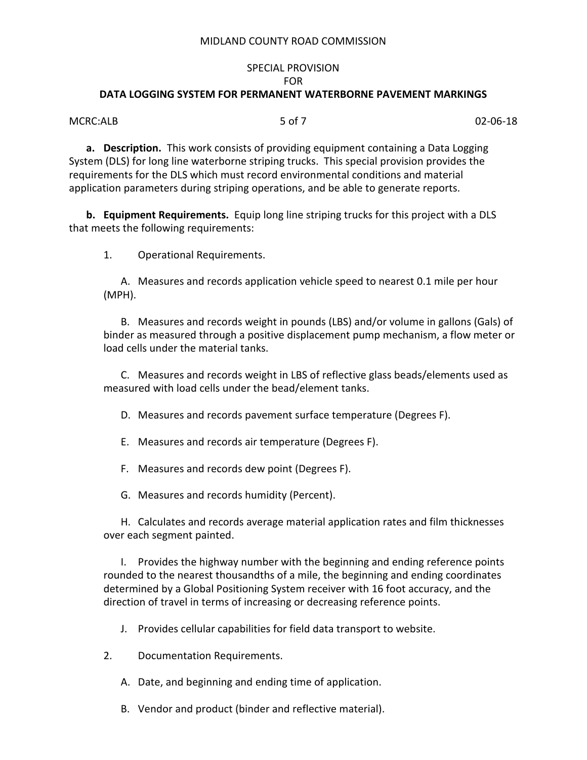MIDLAND COUNTY ROAD COMMISSION

SPECIAL PROVISION
FOR
**DATA LOGGING SYSTEM FOR PERMANENT WATERBORNE PAVEMENT MARKINGS**

MCRC:ALB 02-06-18

**a. Description.** This work consists of providing equipment containing a Data Logging System (DLS) for long line waterborne striping trucks. This special provision provides the requirements for the DLS which must record environmental conditions and material application parameters during striping operations, and be able to generate reports.

**b. Equipment Requirements.** Equip long line striping trucks for this project with a DLS that meets the following requirements:

1. Operational Requirements.

   A. Measures and records application vehicle speed to nearest 0.1 mile per hour (MPH).

   B. Measures and records weight in pounds (LBS) and/or volume in gallons (Gals) of binder as measured through a positive displacement pump mechanism, a flow meter or load cells under the material tanks.

   C. Measures and records weight in LBS of reflective glass beads/elements used as measured with load cells under the bead/element tanks.

   D. Measures and records pavement surface temperature (Degrees F).

   E. Measures and records air temperature (Degrees F).

   F. Measures and records dew point (Degrees F).

   G. Measures and records humidity (Percent).

   H. Calculates and records average material application rates and film thicknesses over each segment painted.

   I. Provides the highway number with the beginning and ending reference points rounded to the nearest thousandths of a mile, the beginning and ending coordinates determined by a Global Positioning System receiver with 16 foot accuracy, and the direction of travel in terms of increasing or decreasing reference points.

   J. Provides cellular capabilities for field data transport to website.

2. Documentation Requirements.

   A. Date, and beginning and ending time of application.

   B. Vendor and product (binder and reflective material).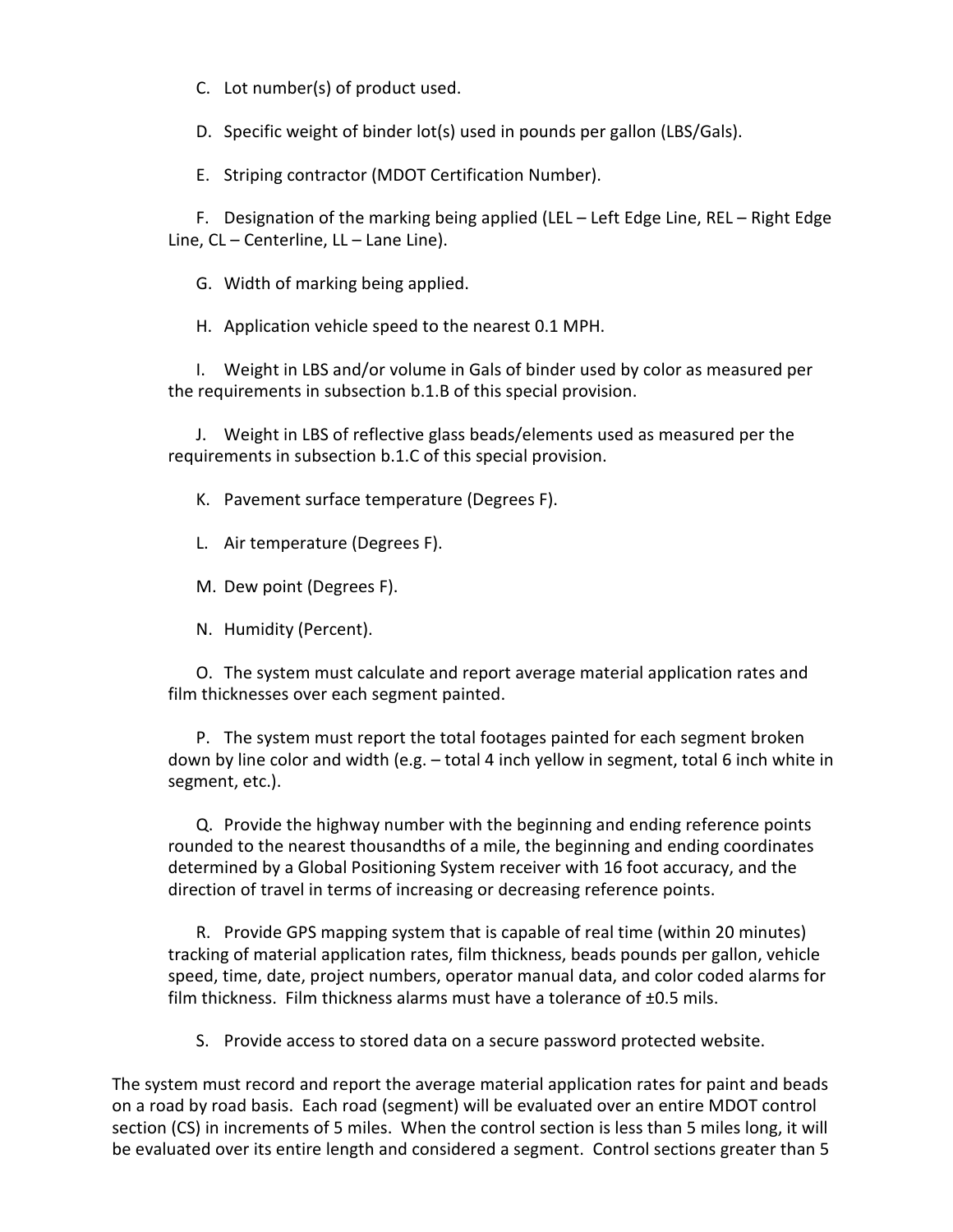C. Lot number(s) of product used.

D. Specific weight of binder lot(s) used in pounds per gallon (LBS/Gals).

E. Striping contractor (MDOT Certification Number).

F. Designation of the marking being applied (LEL – Left Edge Line, REL – Right Edge Line, CL – Centerline, LL – Lane Line).

G. Width of marking being applied.

H. Application vehicle speed to the nearest 0.1 MPH.

I. Weight in LBS and/or volume in Gals of binder used by color as measured per the requirements in subsection b.1.B of this special provision.

J. Weight in LBS of reflective glass beads/elements used as measured per the requirements in subsection b.1.C of this special provision.

K. Pavement surface temperature (Degrees F).

L. Air temperature (Degrees F).

M. Dew point (Degrees F).

N. Humidity (Percent).

O. The system must calculate and report average material application rates and film thicknesses over each segment painted.

P. The system must report the total footages painted for each segment broken down by line color and width (e.g. – total 4 inch yellow in segment, total 6 inch white in segment, etc.).

Q. Provide the highway number with the beginning and ending reference points rounded to the nearest thousandths of a mile, the beginning and ending coordinates determined by a Global Positioning System receiver with 16 foot accuracy, and the direction of travel in terms of increasing or decreasing reference points.

R. Provide GPS mapping system that is capable of real time (within 20 minutes) tracking of material application rates, film thickness, beads pounds per gallon, vehicle speed, time, date, project numbers, operator manual data, and color coded alarms for film thickness. Film thickness alarms must have a tolerance of ±0.5 mils.

S. Provide access to stored data on a secure password protected website.

The system must record and report the average material application rates for paint and beads on a road by road basis. Each road (segment) will be evaluated over an entire MDOT control section (CS) in increments of 5 miles. When the control section is less than 5 miles long, it will be evaluated over its entire length and considered a segment. Control sections greater than 5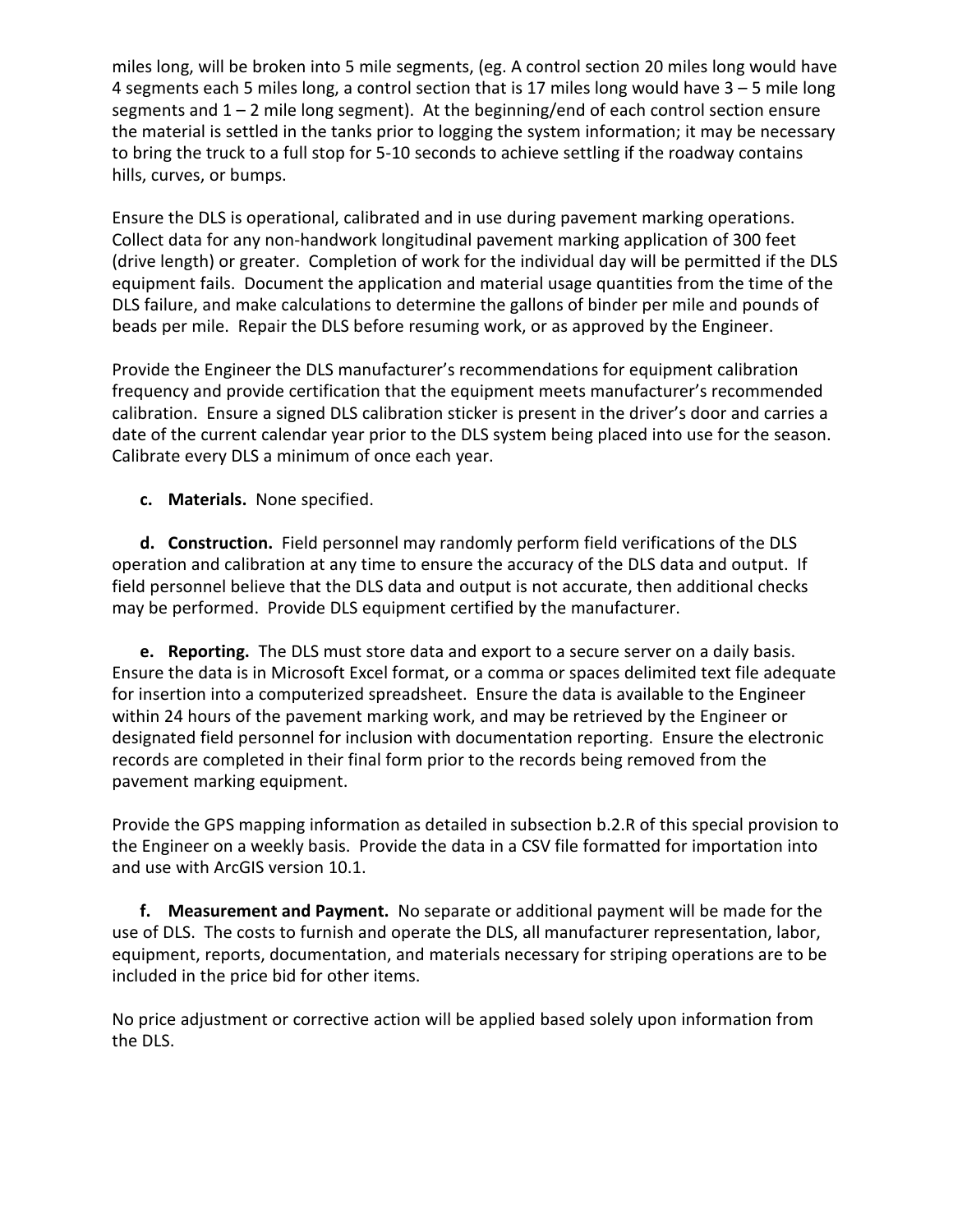miles long, will be broken into 5 mile segments, (eg. A control section 20 miles long would have 4 segments each 5 miles long, a control section that is 17 miles long would have 3 – 5 mile long segments and 1 – 2 mile long segment). At the beginning/end of each control section ensure the material is settled in the tanks prior to logging the system information; it may be necessary to bring the truck to a full stop for 5-10 seconds to achieve settling if the roadway contains hills, curves, or bumps.

Ensure the DLS is operational, calibrated and in use during pavement marking operations. Collect data for any non-handwork longitudinal pavement marking application of 300 feet (drive length) or greater. Completion of work for the individual day will be permitted if the DLS equipment fails. Document the application and material usage quantities from the time of the DLS failure, and make calculations to determine the gallons of binder per mile and pounds of beads per mile. Repair the DLS before resuming work, or as approved by the Engineer.

Provide the Engineer the DLS manufacturer's recommendations for equipment calibration frequency and provide certification that the equipment meets manufacturer's recommended calibration. Ensure a signed DLS calibration sticker is present in the driver's door and carries a date of the current calendar year prior to the DLS system being placed into use for the season. Calibrate every DLS a minimum of once each year.

**c. Materials.** None specified.

**d. Construction.** Field personnel may randomly perform field verifications of the DLS operation and calibration at any time to ensure the accuracy of the DLS data and output. If field personnel believe that the DLS data and output is not accurate, then additional checks may be performed. Provide DLS equipment certified by the manufacturer.

**e. Reporting.** The DLS must store data and export to a secure server on a daily basis. Ensure the data is in Microsoft Excel format, or a comma or spaces delimited text file adequate for insertion into a computerized spreadsheet. Ensure the data is available to the Engineer within 24 hours of the pavement marking work, and may be retrieved by the Engineer or designated field personnel for inclusion with documentation reporting. Ensure the electronic records are completed in their final form prior to the records being removed from the pavement marking equipment.

Provide the GPS mapping information as detailed in subsection b.2.R of this special provision to the Engineer on a weekly basis. Provide the data in a CSV file formatted for importation into and use with ArcGIS version 10.1.

**f. Measurement and Payment.** No separate or additional payment will be made for the use of DLS. The costs to furnish and operate the DLS, all manufacturer representation, labor, equipment, reports, documentation, and materials necessary for striping operations are to be included in the price bid for other items.

No price adjustment or corrective action will be applied based solely upon information from the DLS.